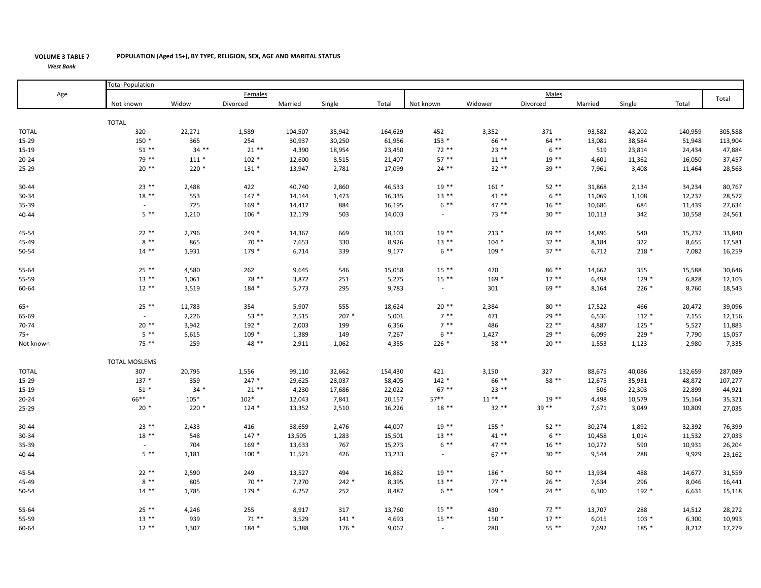**VOLUME 3 TABLE 7** **POPULATION (Aged 15+), BY TYPE, RELIGION, SEX, AGE AND MARITAL STATUS**

***West Bank***

| Age | Total Population | | | | | | | | | | | | |
|---|---|---|---|---|---|---|---|---|---|---|---|---|---|
| | Females | | | | | | Males | | | | | | Total |
| | Not known | Widow | Divorced | Married | Single | Total | Not known | Widower | Divorced | Married | Single | Total | |
| | TOTAL | | | | | | | | | | | | |
| TOTAL | 320 | 22,271 | 1,589 | 104,507 | 35,942 | 164,629 | 452 | 3,352 | 371 | 93,582 | 43,202 | 140,959 | 305,588 |
| 15-29 | 150 * | 365 | 254 | 30,937 | 30,250 | 61,956 | 153 * | 66 ** | 64 ** | 13,081 | 38,584 | 51,948 | 113,904 |
| 15-19 | 51 ** | 34 ** | 21 ** | 4,390 | 18,954 | 23,450 | 72 ** | 23 ** | 6 ** | 519 | 23,814 | 24,434 | 47,884 |
| 20-24 | 79 ** | 111 * | 102 * | 12,600 | 8,515 | 21,407 | 57 ** | 11 ** | 19 ** | 4,601 | 11,362 | 16,050 | 37,457 |
| 25-29 | 20 ** | 220 * | 131 * | 13,947 | 2,781 | 17,099 | 24 ** | 32 ** | 39 ** | 7,961 | 3,408 | 11,464 | 28,563 |
| 30-44 | 23 ** | 2,488 | 422 | 40,740 | 2,860 | 46,533 | 19 ** | 161 * | 52 ** | 31,868 | 2,134 | 34,234 | 80,767 |
| 30-34 | 18 ** | 553 | 147 * | 14,144 | 1,473 | 16,335 | 13 ** | 41 ** | 6 ** | 11,069 | 1,108 | 12,237 | 28,572 |
| 35-39 | - | 725 | 169 * | 14,417 | 884 | 16,195 | 6 ** | 47 ** | 16 ** | 10,686 | 684 | 11,439 | 27,634 |
| 40-44 | 5 ** | 1,210 | 106 * | 12,179 | 503 | 14,003 | - | 73 ** | 30 ** | 10,113 | 342 | 10,558 | 24,561 |
| 45-54 | 22 ** | 2,796 | 249 * | 14,367 | 669 | 18,103 | 19 ** | 213 * | 69 ** | 14,896 | 540 | 15,737 | 33,840 |
| 45-49 | 8 ** | 865 | 70 ** | 7,653 | 330 | 8,926 | 13 ** | 104 * | 32 ** | 8,184 | 322 | 8,655 | 17,581 |
| 50-54 | 14 ** | 1,931 | 179 * | 6,714 | 339 | 9,177 | 6 ** | 109 * | 37 ** | 6,712 | 218 * | 7,082 | 16,259 |
| 55-64 | 25 ** | 4,580 | 262 | 9,645 | 546 | 15,058 | 15 ** | 470 | 86 ** | 14,662 | 355 | 15,588 | 30,646 |
| 55-59 | 13 ** | 1,061 | 78 ** | 3,872 | 251 | 5,275 | 15 ** | 169 * | 17 ** | 6,498 | 129 * | 6,828 | 12,103 |
| 60-64 | 12 ** | 3,519 | 184 * | 5,773 | 295 | 9,783 | - | 301 | 69 ** | 8,164 | 226 * | 8,760 | 18,543 |
| 65+ | 25 ** | 11,783 | 354 | 5,907 | 555 | 18,624 | 20 ** | 2,384 | 80 ** | 17,522 | 466 | 20,472 | 39,096 |
| 65-69 | - | 2,226 | 53 ** | 2,515 | 207 * | 5,001 | 7 ** | 471 | 29 ** | 6,536 | 112 * | 7,155 | 12,156 |
| 70-74 | 20 ** | 3,942 | 192 * | 2,003 | 199 | 6,356 | 7 ** | 486 | 22 ** | 4,887 | 125 * | 5,527 | 11,883 |
| 75+ | 5 ** | 5,615 | 109 * | 1,389 | 149 | 7,267 | 6 ** | 1,427 | 29 ** | 6,099 | 229 * | 7,790 | 15,057 |
| Not known | 75 ** | 259 | 48 ** | 2,911 | 1,062 | 4,355 | 226 * | 58 ** | 20 ** | 1,553 | 1,123 | 2,980 | 7,335 |
| | TOTAL MOSLEMS | | | | | | | | | | | | |
| TOTAL | 307 | 20,795 | 1,556 | 99,110 | 32,662 | 154,430 | 421 | 3,150 | 327 | 88,675 | 40,086 | 132,659 | 287,089 |
| 15-29 | 137 * | 359 | 247 * | 29,625 | 28,037 | 58,405 | 142 * | 66 ** | 58 ** | 12,675 | 35,931 | 48,872 | 107,277 |
| 15-19 | 51 * | 34 * | 21 ** | 4,230 | 17,686 | 22,022 | 67 ** | 23 ** | - | 506 | 22,303 | 22,899 | 44,921 |
| 20-24 | 66** | 105* | 102* | 12,043 | 7,841 | 20,157 | 57** | 11 ** | 19 ** | 4,498 | 10,579 | 15,164 | 35,321 |
| 25-29 | 20 * | 220 * | 124 * | 13,352 | 2,510 | 16,226 | 18 ** | 32 ** | 39 ** | 7,671 | 3,049 | 10,809 | 27,035 |
| 30-44 | 23 ** | 2,433 | 416 | 38,659 | 2,476 | 44,007 | 19 ** | 155 * | 52 ** | 30,274 | 1,892 | 32,392 | 76,399 |
| 30-34 | 18 ** | 548 | 147 * | 13,505 | 1,283 | 15,501 | 13 ** | 41 ** | 6 ** | 10,458 | 1,014 | 11,532 | 27,033 |
| 35-39 | - | 704 | 169 * | 13,633 | 767 | 15,273 | 6 ** | 47 ** | 16 ** | 10,272 | 590 | 10,931 | 26,204 |
| 40-44 | 5 ** | 1,181 | 100 * | 11,521 | 426 | 13,233 | - | 67 ** | 30 ** | 9,544 | 288 | 9,929 | 23,162 |
| 45-54 | 22 ** | 2,590 | 249 | 13,527 | 494 | 16,882 | 19 ** | 186 * | 50 ** | 13,934 | 488 | 14,677 | 31,559 |
| 45-49 | 8 ** | 805 | 70 ** | 7,270 | 242 * | 8,395 | 13 ** | 77 ** | 26 ** | 7,634 | 296 | 8,046 | 16,441 |
| 50-54 | 14 ** | 1,785 | 179 * | 6,257 | 252 | 8,487 | 6 ** | 109 * | 24 ** | 6,300 | 192 * | 6,631 | 15,118 |
| 55-64 | 25 ** | 4,246 | 255 | 8,917 | 317 | 13,760 | 15 ** | 430 | 72 ** | 13,707 | 288 | 14,512 | 28,272 |
| 55-59 | 13 ** | 939 | 71 ** | 3,529 | 141 * | 4,693 | 15 ** | 150 * | 17 ** | 6,015 | 103 * | 6,300 | 10,993 |
| 60-64 | 12 ** | 3,307 | 184 * | 5,388 | 176 * | 9,067 | - | 280 | 55 ** | 7,692 | 185 * | 8,212 | 17,279 |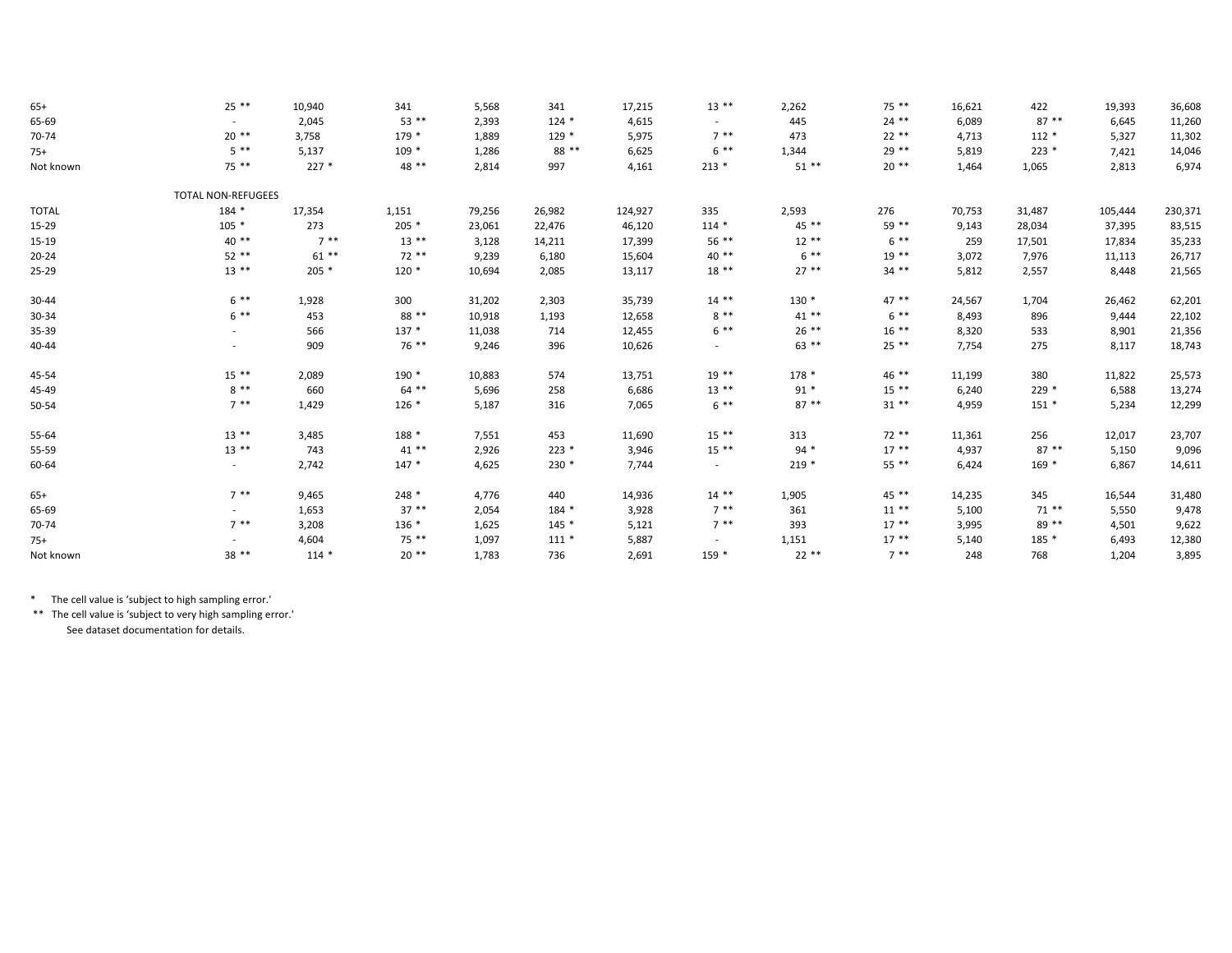| | | | | | | | | | | | | | |
|---|---|---|---|---|---|---|---|---|---|---|---|---|---|
| 65+ | 25 ** | 10,940 | 341 | 5,568 | 341 | 17,215 | 13 ** | 2,262 | 75 ** | 16,621 | 422 | 19,393 | 36,608 |
| 65-69 | - | 2,045 | 53 ** | 2,393 | 124 * | 4,615 | - | 445 | 24 ** | 6,089 | 87 ** | 6,645 | 11,260 |
| 70-74 | 20 ** | 3,758 | 179 * | 1,889 | 129 * | 5,975 | 7 ** | 473 | 22 ** | 4,713 | 112 * | 5,327 | 11,302 |
| 75+ | 5 ** | 5,137 | 109 * | 1,286 | 88 ** | 6,625 | 6 ** | 1,344 | 29 ** | 5,819 | 223 * | 7,421 | 14,046 |
| Not known | 75 ** | 227 * | 48 ** | 2,814 | 997 | 4,161 | 213 * | 51 ** | 20 ** | 1,464 | 1,065 | 2,813 | 6,974 |
| | TOTAL NON-REFUGEES | | | | | | | | | | | | |
| TOTAL | 184 * | 17,354 | 1,151 | 79,256 | 26,982 | 124,927 | 335 | 2,593 | 276 | 70,753 | 31,487 | 105,444 | 230,371 |
| 15-29 | 105 * | 273 | 205 * | 23,061 | 22,476 | 46,120 | 114 * | 45 ** | 59 ** | 9,143 | 28,034 | 37,395 | 83,515 |
| 15-19 | 40 ** | 7 ** | 13 ** | 3,128 | 14,211 | 17,399 | 56 ** | 12 ** | 6 ** | 259 | 17,501 | 17,834 | 35,233 |
| 20-24 | 52 ** | 61 ** | 72 ** | 9,239 | 6,180 | 15,604 | 40 ** | 6 ** | 19 ** | 3,072 | 7,976 | 11,113 | 26,717 |
| 25-29 | 13 ** | 205 * | 120 * | 10,694 | 2,085 | 13,117 | 18 ** | 27 ** | 34 ** | 5,812 | 2,557 | 8,448 | 21,565 |
| 30-44 | 6 ** | 1,928 | 300 | 31,202 | 2,303 | 35,739 | 14 ** | 130 * | 47 ** | 24,567 | 1,704 | 26,462 | 62,201 |
| 30-34 | 6 ** | 453 | 88 ** | 10,918 | 1,193 | 12,658 | 8 ** | 41 ** | 6 ** | 8,493 | 896 | 9,444 | 22,102 |
| 35-39 | - | 566 | 137 * | 11,038 | 714 | 12,455 | 6 ** | 26 ** | 16 ** | 8,320 | 533 | 8,901 | 21,356 |
| 40-44 | - | 909 | 76 ** | 9,246 | 396 | 10,626 | - | 63 ** | 25 ** | 7,754 | 275 | 8,117 | 18,743 |
| 45-54 | 15 ** | 2,089 | 190 * | 10,883 | 574 | 13,751 | 19 ** | 178 * | 46 ** | 11,199 | 380 | 11,822 | 25,573 |
| 45-49 | 8 ** | 660 | 64 ** | 5,696 | 258 | 6,686 | 13 ** | 91 * | 15 ** | 6,240 | 229 * | 6,588 | 13,274 |
| 50-54 | 7 ** | 1,429 | 126 * | 5,187 | 316 | 7,065 | 6 ** | 87 ** | 31 ** | 4,959 | 151 * | 5,234 | 12,299 |
| 55-64 | 13 ** | 3,485 | 188 * | 7,551 | 453 | 11,690 | 15 ** | 313 | 72 ** | 11,361 | 256 | 12,017 | 23,707 |
| 55-59 | 13 ** | 743 | 41 ** | 2,926 | 223 * | 3,946 | 15 ** | 94 * | 17 ** | 4,937 | 87 ** | 5,150 | 9,096 |
| 60-64 | - | 2,742 | 147 * | 4,625 | 230 * | 7,744 | - | 219 * | 55 ** | 6,424 | 169 * | 6,867 | 14,611 |
| 65+ | 7 ** | 9,465 | 248 * | 4,776 | 440 | 14,936 | 14 ** | 1,905 | 45 ** | 14,235 | 345 | 16,544 | 31,480 |
| 65-69 | - | 1,653 | 37 ** | 2,054 | 184 * | 3,928 | 7 ** | 361 | 11 ** | 5,100 | 71 ** | 5,550 | 9,478 |
| 70-74 | 7 ** | 3,208 | 136 * | 1,625 | 145 * | 5,121 | 7 ** | 393 | 17 ** | 3,995 | 89 ** | 4,501 | 9,622 |
| 75+ | - | 4,604 | 75 ** | 1,097 | 111 * | 5,887 | - | 1,151 | 17 ** | 5,140 | 185 * | 6,493 | 12,380 |
| Not known | 38 ** | 114 * | 20 ** | 1,783 | 736 | 2,691 | 159 * | 22 ** | 7 ** | 248 | 768 | 1,204 | 3,895 |

\* The cell value is 'subject to high sampling error.'

\*\* The cell value is 'subject to very high sampling error.'

See dataset documentation for details.